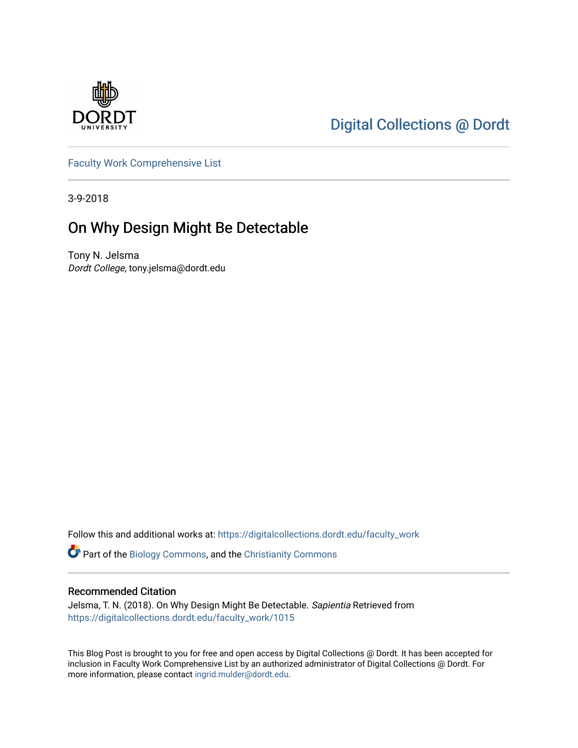Digital Collections @ Dordt

Faculty Work Comprehensive List

3-9-2018

# On Why Design Might Be Detectable

Tony N. Jelsma
*Dordt College*, tony.jelsma@dordt.edu

Follow this and additional works at: https://digitalcollections.dordt.edu/faculty_work

Part of the Biology Commons, and the Christianity Commons

## Recommended Citation

Jelsma, T. N. (2018). On Why Design Might Be Detectable. *Sapientia* Retrieved from https://digitalcollections.dordt.edu/faculty_work/1015

This Blog Post is brought to you for free and open access by Digital Collections @ Dordt. It has been accepted for inclusion in Faculty Work Comprehensive List by an authorized administrator of Digital Collections @ Dordt. For more information, please contact ingrid.mulder@dordt.edu.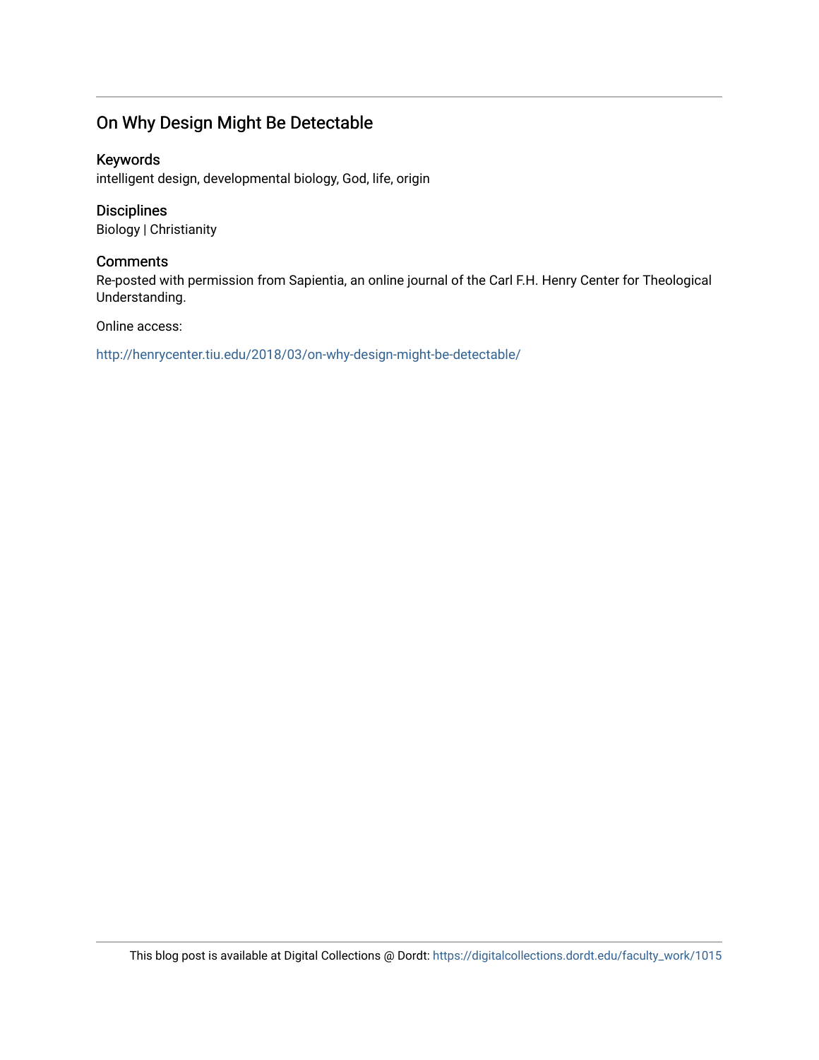## On Why Design Might Be Detectable

### Keywords
intelligent design, developmental biology, God, life, origin

### Disciplines
Biology | Christianity

### Comments
Re-posted with permission from Sapientia, an online journal of the Carl F.H. Henry Center for Theological Understanding.

Online access:

http://henrycenter.tiu.edu/2018/03/on-why-design-might-be-detectable/

This blog post is available at Digital Collections @ Dordt: https://digitalcollections.dordt.edu/faculty_work/1015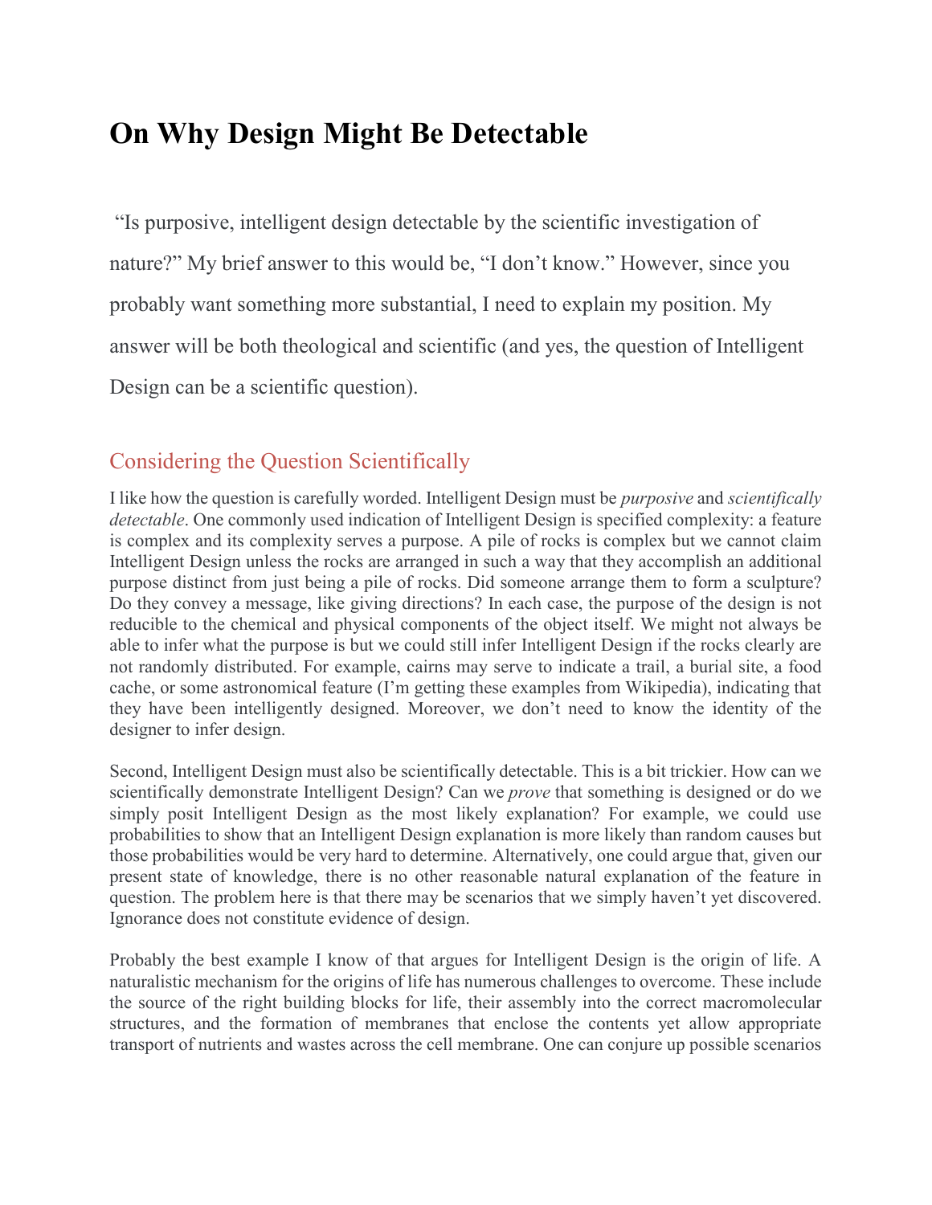# On Why Design Might Be Detectable

"Is purposive, intelligent design detectable by the scientific investigation of nature?" My brief answer to this would be, "I don't know." However, since you probably want something more substantial, I need to explain my position. My answer will be both theological and scientific (and yes, the question of Intelligent Design can be a scientific question).

## Considering the Question Scientifically

I like how the question is carefully worded. Intelligent Design must be *purposive* and *scientifically detectable*. One commonly used indication of Intelligent Design is specified complexity: a feature is complex and its complexity serves a purpose. A pile of rocks is complex but we cannot claim Intelligent Design unless the rocks are arranged in such a way that they accomplish an additional purpose distinct from just being a pile of rocks. Did someone arrange them to form a sculpture? Do they convey a message, like giving directions? In each case, the purpose of the design is not reducible to the chemical and physical components of the object itself. We might not always be able to infer what the purpose is but we could still infer Intelligent Design if the rocks clearly are not randomly distributed. For example, cairns may serve to indicate a trail, a burial site, a food cache, or some astronomical feature (I'm getting these examples from Wikipedia), indicating that they have been intelligently designed. Moreover, we don't need to know the identity of the designer to infer design.

Second, Intelligent Design must also be scientifically detectable. This is a bit trickier. How can we scientifically demonstrate Intelligent Design? Can we *prove* that something is designed or do we simply posit Intelligent Design as the most likely explanation? For example, we could use probabilities to show that an Intelligent Design explanation is more likely than random causes but those probabilities would be very hard to determine. Alternatively, one could argue that, given our present state of knowledge, there is no other reasonable natural explanation of the feature in question. The problem here is that there may be scenarios that we simply haven't yet discovered. Ignorance does not constitute evidence of design.

Probably the best example I know of that argues for Intelligent Design is the origin of life. A naturalistic mechanism for the origins of life has numerous challenges to overcome. These include the source of the right building blocks for life, their assembly into the correct macromolecular structures, and the formation of membranes that enclose the contents yet allow appropriate transport of nutrients and wastes across the cell membrane. One can conjure up possible scenarios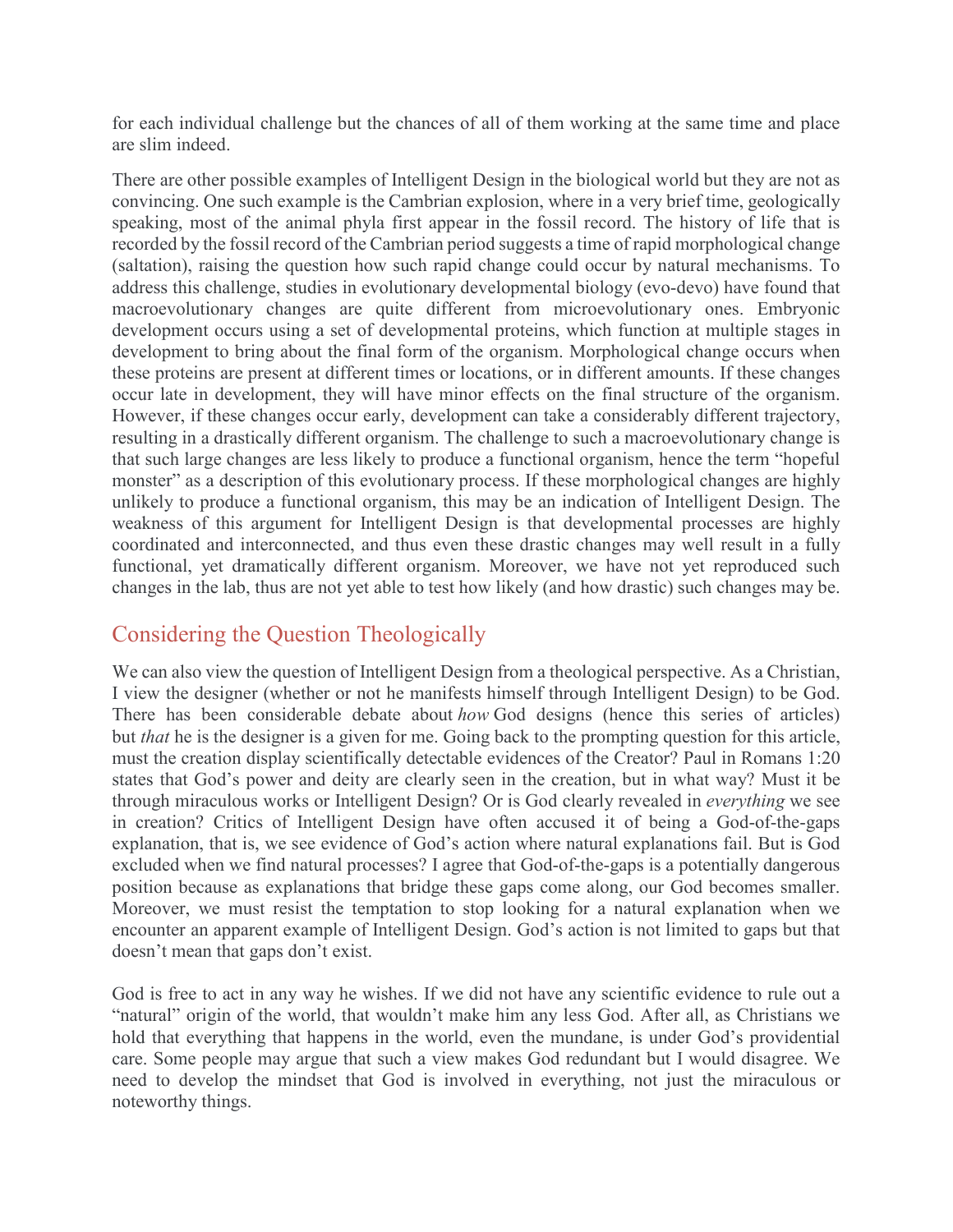for each individual challenge but the chances of all of them working at the same time and place are slim indeed.

There are other possible examples of Intelligent Design in the biological world but they are not as convincing. One such example is the Cambrian explosion, where in a very brief time, geologically speaking, most of the animal phyla first appear in the fossil record. The history of life that is recorded by the fossil record of the Cambrian period suggests a time of rapid morphological change (saltation), raising the question how such rapid change could occur by natural mechanisms. To address this challenge, studies in evolutionary developmental biology (evo-devo) have found that macroevolutionary changes are quite different from microevolutionary ones. Embryonic development occurs using a set of developmental proteins, which function at multiple stages in development to bring about the final form of the organism. Morphological change occurs when these proteins are present at different times or locations, or in different amounts. If these changes occur late in development, they will have minor effects on the final structure of the organism. However, if these changes occur early, development can take a considerably different trajectory, resulting in a drastically different organism. The challenge to such a macroevolutionary change is that such large changes are less likely to produce a functional organism, hence the term "hopeful monster" as a description of this evolutionary process. If these morphological changes are highly unlikely to produce a functional organism, this may be an indication of Intelligent Design. The weakness of this argument for Intelligent Design is that developmental processes are highly coordinated and interconnected, and thus even these drastic changes may well result in a fully functional, yet dramatically different organism. Moreover, we have not yet reproduced such changes in the lab, thus are not yet able to test how likely (and how drastic) such changes may be.

## Considering the Question Theologically

We can also view the question of Intelligent Design from a theological perspective. As a Christian, I view the designer (whether or not he manifests himself through Intelligent Design) to be God. There has been considerable debate about *how* God designs (hence this series of articles) but *that* he is the designer is a given for me. Going back to the prompting question for this article, must the creation display scientifically detectable evidences of the Creator? Paul in Romans 1:20 states that God's power and deity are clearly seen in the creation, but in what way? Must it be through miraculous works or Intelligent Design? Or is God clearly revealed in *everything* we see in creation? Critics of Intelligent Design have often accused it of being a God-of-the-gaps explanation, that is, we see evidence of God's action where natural explanations fail. But is God excluded when we find natural processes? I agree that God-of-the-gaps is a potentially dangerous position because as explanations that bridge these gaps come along, our God becomes smaller. Moreover, we must resist the temptation to stop looking for a natural explanation when we encounter an apparent example of Intelligent Design. God's action is not limited to gaps but that doesn't mean that gaps don't exist.

God is free to act in any way he wishes. If we did not have any scientific evidence to rule out a "natural" origin of the world, that wouldn't make him any less God. After all, as Christians we hold that everything that happens in the world, even the mundane, is under God's providential care. Some people may argue that such a view makes God redundant but I would disagree. We need to develop the mindset that God is involved in everything, not just the miraculous or noteworthy things.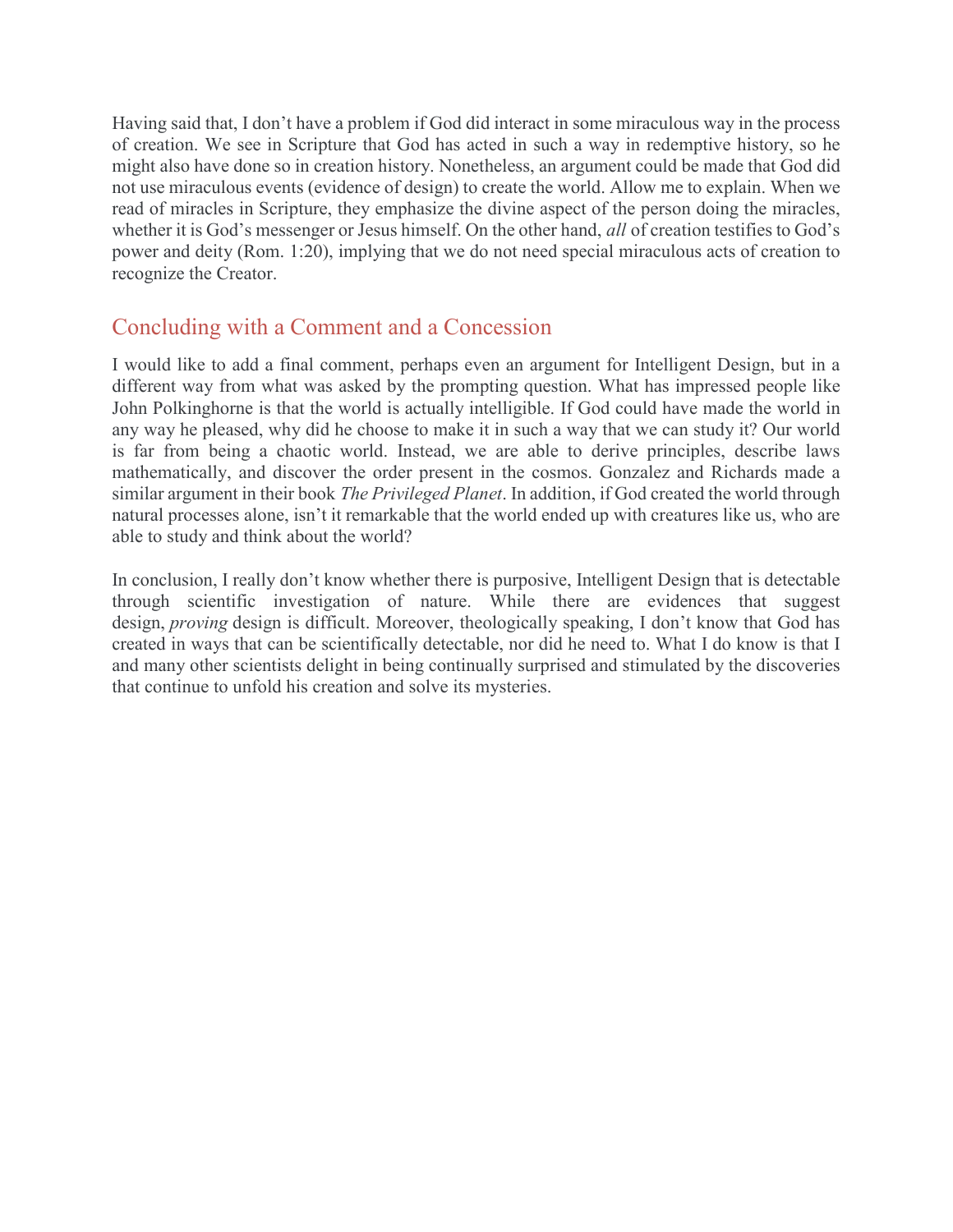Having said that, I don't have a problem if God did interact in some miraculous way in the process of creation. We see in Scripture that God has acted in such a way in redemptive history, so he might also have done so in creation history. Nonetheless, an argument could be made that God did not use miraculous events (evidence of design) to create the world. Allow me to explain. When we read of miracles in Scripture, they emphasize the divine aspect of the person doing the miracles, whether it is God's messenger or Jesus himself. On the other hand, *all* of creation testifies to God's power and deity (Rom. 1:20), implying that we do not need special miraculous acts of creation to recognize the Creator.

## Concluding with a Comment and a Concession

I would like to add a final comment, perhaps even an argument for Intelligent Design, but in a different way from what was asked by the prompting question. What has impressed people like John Polkinghorne is that the world is actually intelligible. If God could have made the world in any way he pleased, why did he choose to make it in such a way that we can study it? Our world is far from being a chaotic world. Instead, we are able to derive principles, describe laws mathematically, and discover the order present in the cosmos. Gonzalez and Richards made a similar argument in their book *The Privileged Planet*. In addition, if God created the world through natural processes alone, isn't it remarkable that the world ended up with creatures like us, who are able to study and think about the world?

In conclusion, I really don't know whether there is purposive, Intelligent Design that is detectable through scientific investigation of nature. While there are evidences that suggest design, *proving* design is difficult. Moreover, theologically speaking, I don't know that God has created in ways that can be scientifically detectable, nor did he need to. What I do know is that I and many other scientists delight in being continually surprised and stimulated by the discoveries that continue to unfold his creation and solve its mysteries.